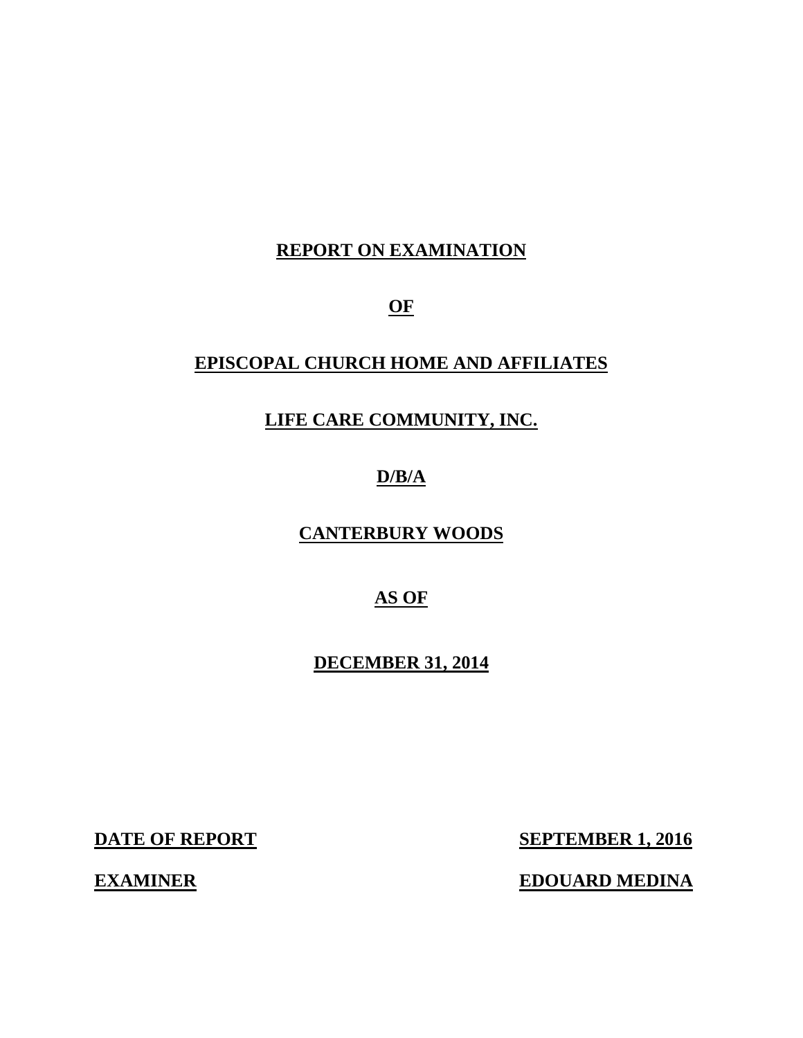**REPORT ON EXAMINATION**

**OF**

**EPISCOPAL CHURCH HOME AND AFFILIATES**

**LIFE CARE COMMUNITY, INC.**

**D/B/A**

**CANTERBURY WOODS**

**AS OF**

**DECEMBER 31, 2014**

**DATE OF REPORT** **SEPTEMBER 1, 2016**

**EXAMINER** **EDOUARD MEDINA**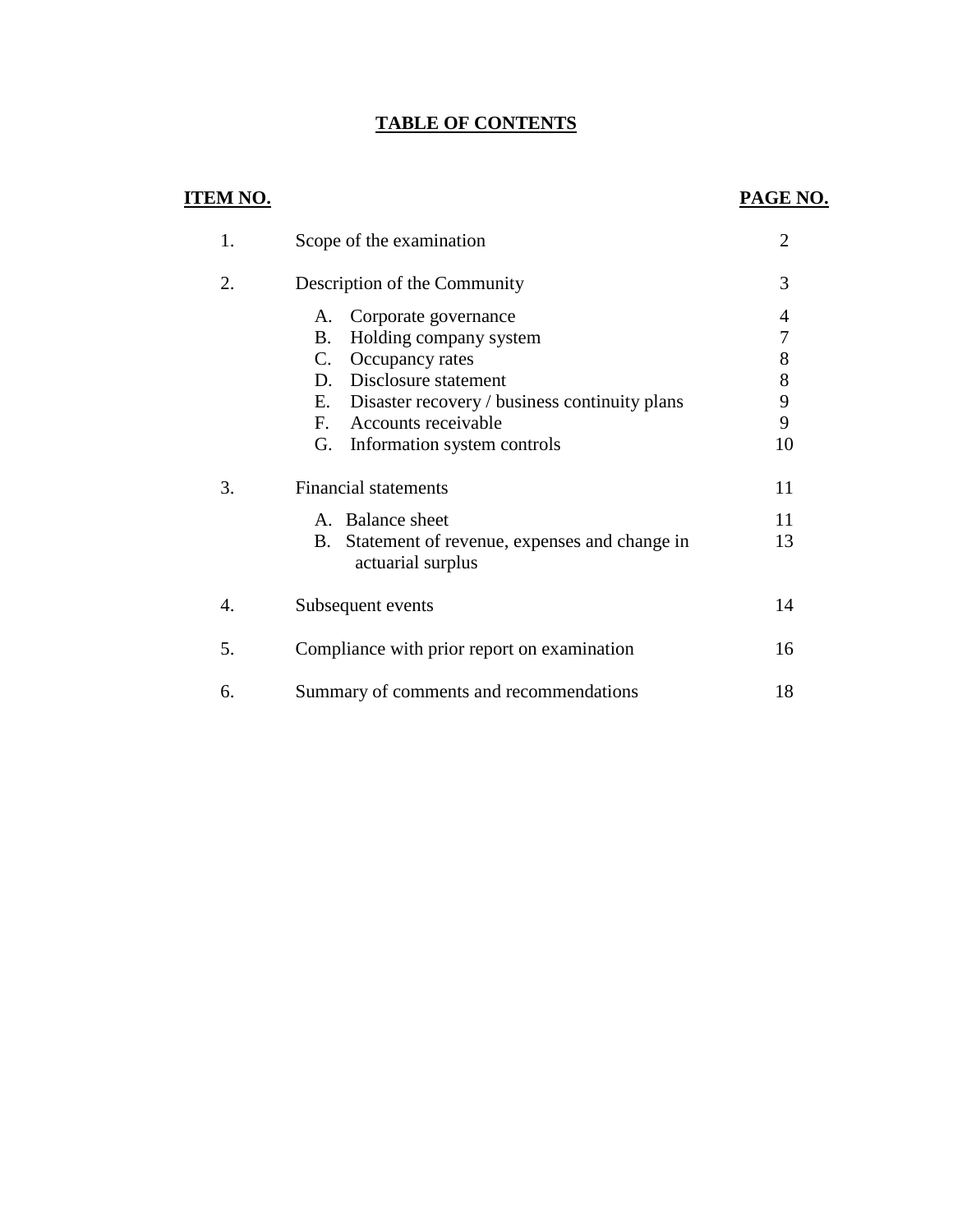# TABLE OF CONTENTS

| ITEM NO. | | PAGE NO. |
|---|---|---|
| 1. | Scope of the examination | 2 |
| 2. | Description of the Community | 3 |
| | A. Corporate governance | 4 |
| | B. Holding company system | 7 |
| | C. Occupancy rates | 8 |
| | D. Disclosure statement | 8 |
| | E. Disaster recovery / business continuity plans | 9 |
| | F. Accounts receivable | 9 |
| | G. Information system controls | 10 |
| 3. | Financial statements | 11 |
| | A. Balance sheet | 11 |
| | B. Statement of revenue, expenses and change in actuarial surplus | 13 |
| 4. | Subsequent events | 14 |
| 5. | Compliance with prior report on examination | 16 |
| 6. | Summary of comments and recommendations | 18 |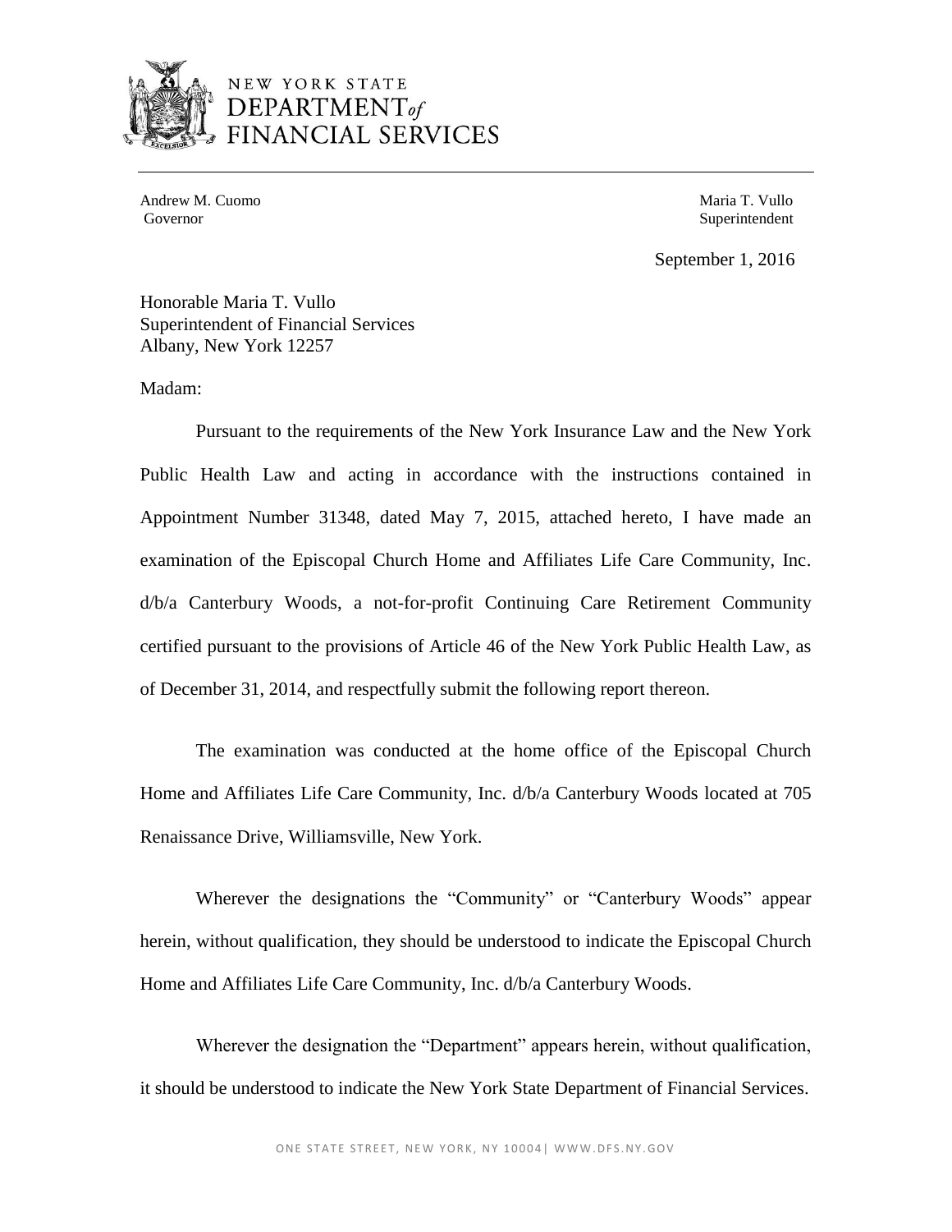NEW YORK STATE
DEPARTMENT of
FINANCIAL SERVICES

Andrew M. Cuomo
Governor

Maria T. Vullo
Superintendent

September 1, 2016

Honorable Maria T. Vullo
Superintendent of Financial Services
Albany, New York 12257

Madam:

Pursuant to the requirements of the New York Insurance Law and the New York Public Health Law and acting in accordance with the instructions contained in Appointment Number 31348, dated May 7, 2015, attached hereto, I have made an examination of the Episcopal Church Home and Affiliates Life Care Community, Inc. d/b/a Canterbury Woods, a not-for-profit Continuing Care Retirement Community certified pursuant to the provisions of Article 46 of the New York Public Health Law, as of December 31, 2014, and respectfully submit the following report thereon.

The examination was conducted at the home office of the Episcopal Church Home and Affiliates Life Care Community, Inc. d/b/a Canterbury Woods located at 705 Renaissance Drive, Williamsville, New York.

Wherever the designations the "Community" or "Canterbury Woods" appear herein, without qualification, they should be understood to indicate the Episcopal Church Home and Affiliates Life Care Community, Inc. d/b/a Canterbury Woods.

Wherever the designation the "Department" appears herein, without qualification, it should be understood to indicate the New York State Department of Financial Services.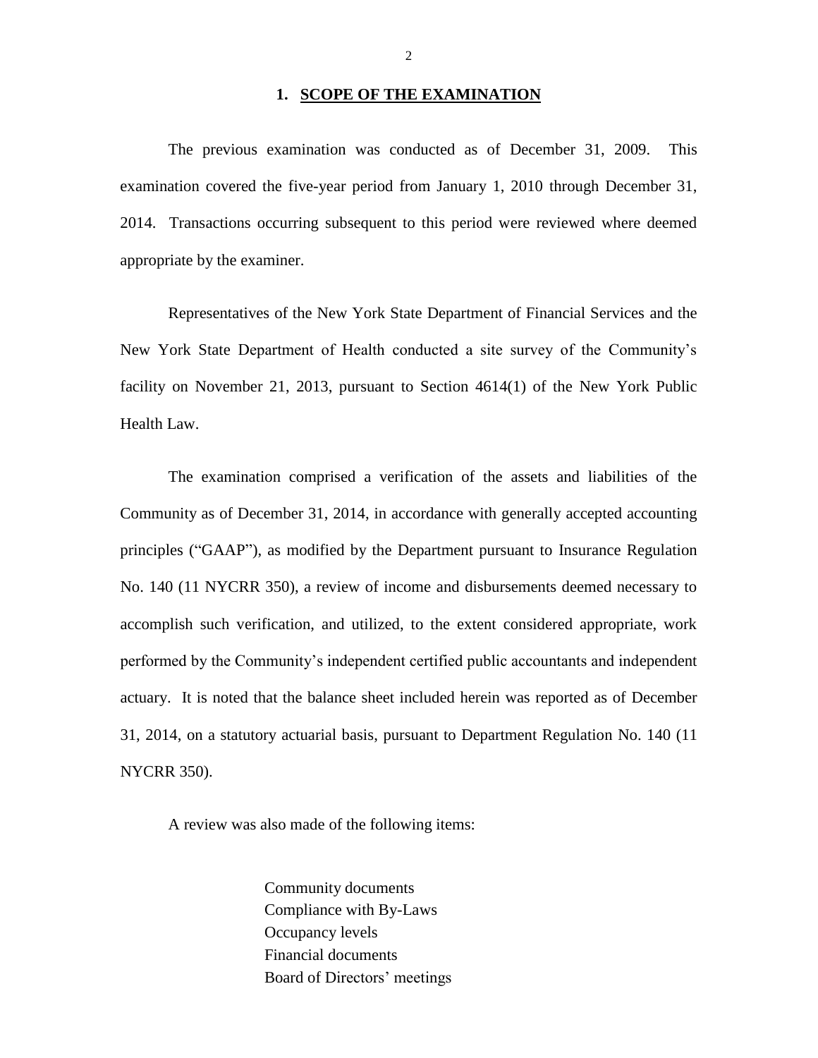## 1. SCOPE OF THE EXAMINATION

The previous examination was conducted as of December 31, 2009. This examination covered the five-year period from January 1, 2010 through December 31, 2014. Transactions occurring subsequent to this period were reviewed where deemed appropriate by the examiner.

Representatives of the New York State Department of Financial Services and the New York State Department of Health conducted a site survey of the Community's facility on November 21, 2013, pursuant to Section 4614(1) of the New York Public Health Law.

The examination comprised a verification of the assets and liabilities of the Community as of December 31, 2014, in accordance with generally accepted accounting principles ("GAAP"), as modified by the Department pursuant to Insurance Regulation No. 140 (11 NYCRR 350), a review of income and disbursements deemed necessary to accomplish such verification, and utilized, to the extent considered appropriate, work performed by the Community's independent certified public accountants and independent actuary. It is noted that the balance sheet included herein was reported as of December 31, 2014, on a statutory actuarial basis, pursuant to Department Regulation No. 140 (11 NYCRR 350).

A review was also made of the following items:

- Community documents
- Compliance with By-Laws
- Occupancy levels
- Financial documents
- Board of Directors' meetings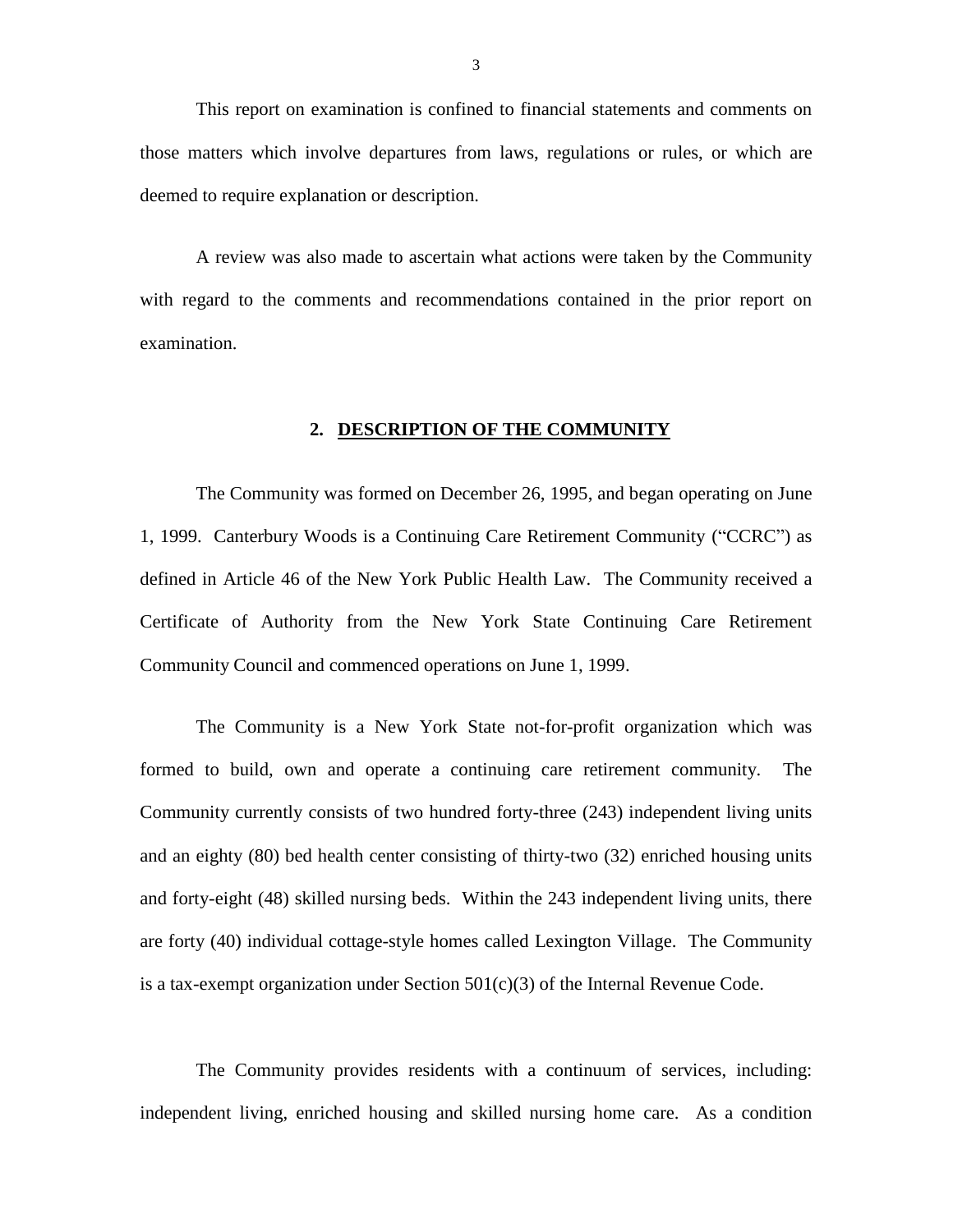This report on examination is confined to financial statements and comments on those matters which involve departures from laws, regulations or rules, or which are deemed to require explanation or description.

A review was also made to ascertain what actions were taken by the Community with regard to the comments and recommendations contained in the prior report on examination.

## 2. DESCRIPTION OF THE COMMUNITY

The Community was formed on December 26, 1995, and began operating on June 1, 1999. Canterbury Woods is a Continuing Care Retirement Community ("CCRC") as defined in Article 46 of the New York Public Health Law. The Community received a Certificate of Authority from the New York State Continuing Care Retirement Community Council and commenced operations on June 1, 1999.

The Community is a New York State not-for-profit organization which was formed to build, own and operate a continuing care retirement community. The Community currently consists of two hundred forty-three (243) independent living units and an eighty (80) bed health center consisting of thirty-two (32) enriched housing units and forty-eight (48) skilled nursing beds. Within the 243 independent living units, there are forty (40) individual cottage-style homes called Lexington Village. The Community is a tax-exempt organization under Section 501(c)(3) of the Internal Revenue Code.

The Community provides residents with a continuum of services, including: independent living, enriched housing and skilled nursing home care. As a condition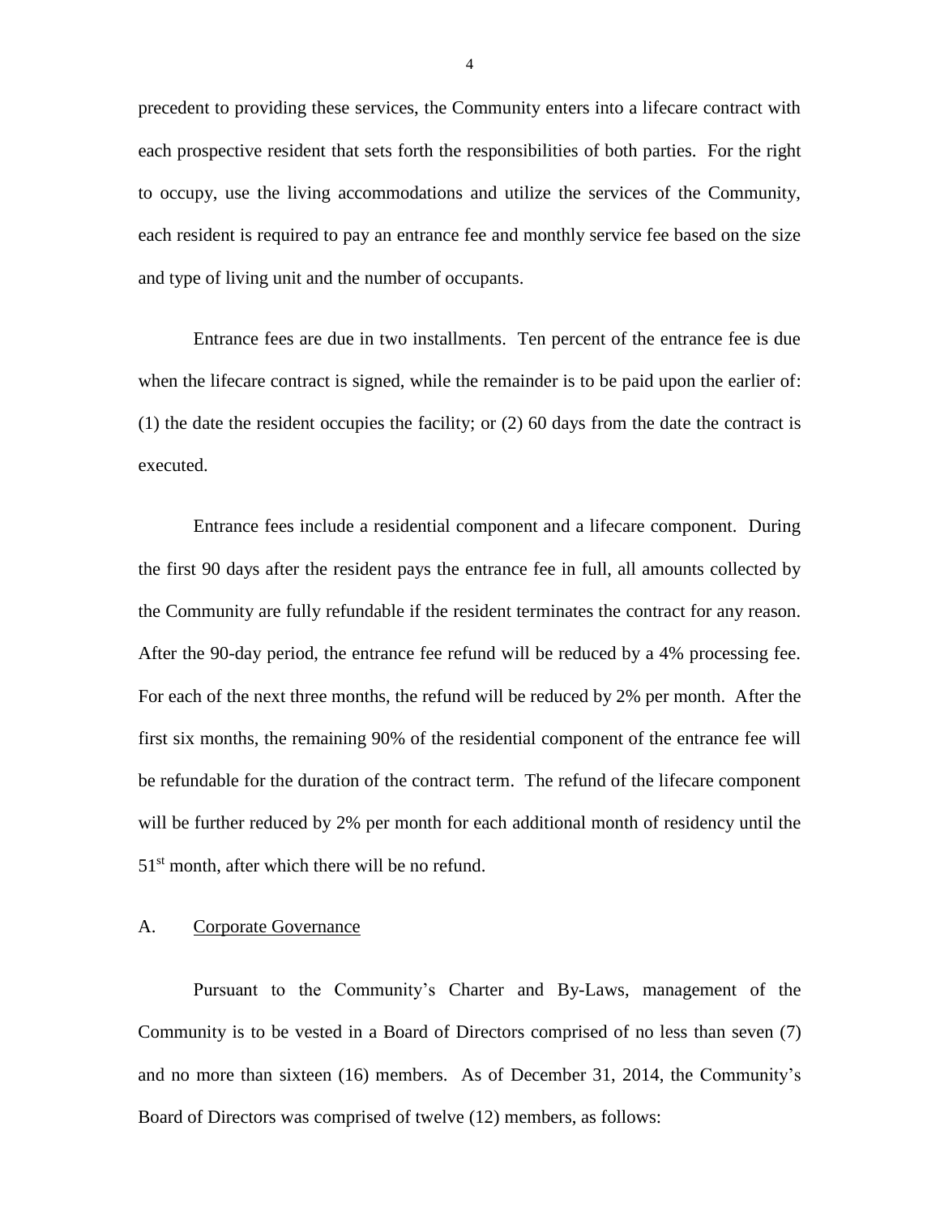precedent to providing these services, the Community enters into a lifecare contract with each prospective resident that sets forth the responsibilities of both parties. For the right to occupy, use the living accommodations and utilize the services of the Community, each resident is required to pay an entrance fee and monthly service fee based on the size and type of living unit and the number of occupants.

Entrance fees are due in two installments. Ten percent of the entrance fee is due when the lifecare contract is signed, while the remainder is to be paid upon the earlier of: (1) the date the resident occupies the facility; or (2) 60 days from the date the contract is executed.

Entrance fees include a residential component and a lifecare component. During the first 90 days after the resident pays the entrance fee in full, all amounts collected by the Community are fully refundable if the resident terminates the contract for any reason. After the 90-day period, the entrance fee refund will be reduced by a 4% processing fee. For each of the next three months, the refund will be reduced by 2% per month. After the first six months, the remaining 90% of the residential component of the entrance fee will be refundable for the duration of the contract term. The refund of the lifecare component will be further reduced by 2% per month for each additional month of residency until the 51st month, after which there will be no refund.

A. Corporate Governance

Pursuant to the Community's Charter and By-Laws, management of the Community is to be vested in a Board of Directors comprised of no less than seven (7) and no more than sixteen (16) members. As of December 31, 2014, the Community's Board of Directors was comprised of twelve (12) members, as follows: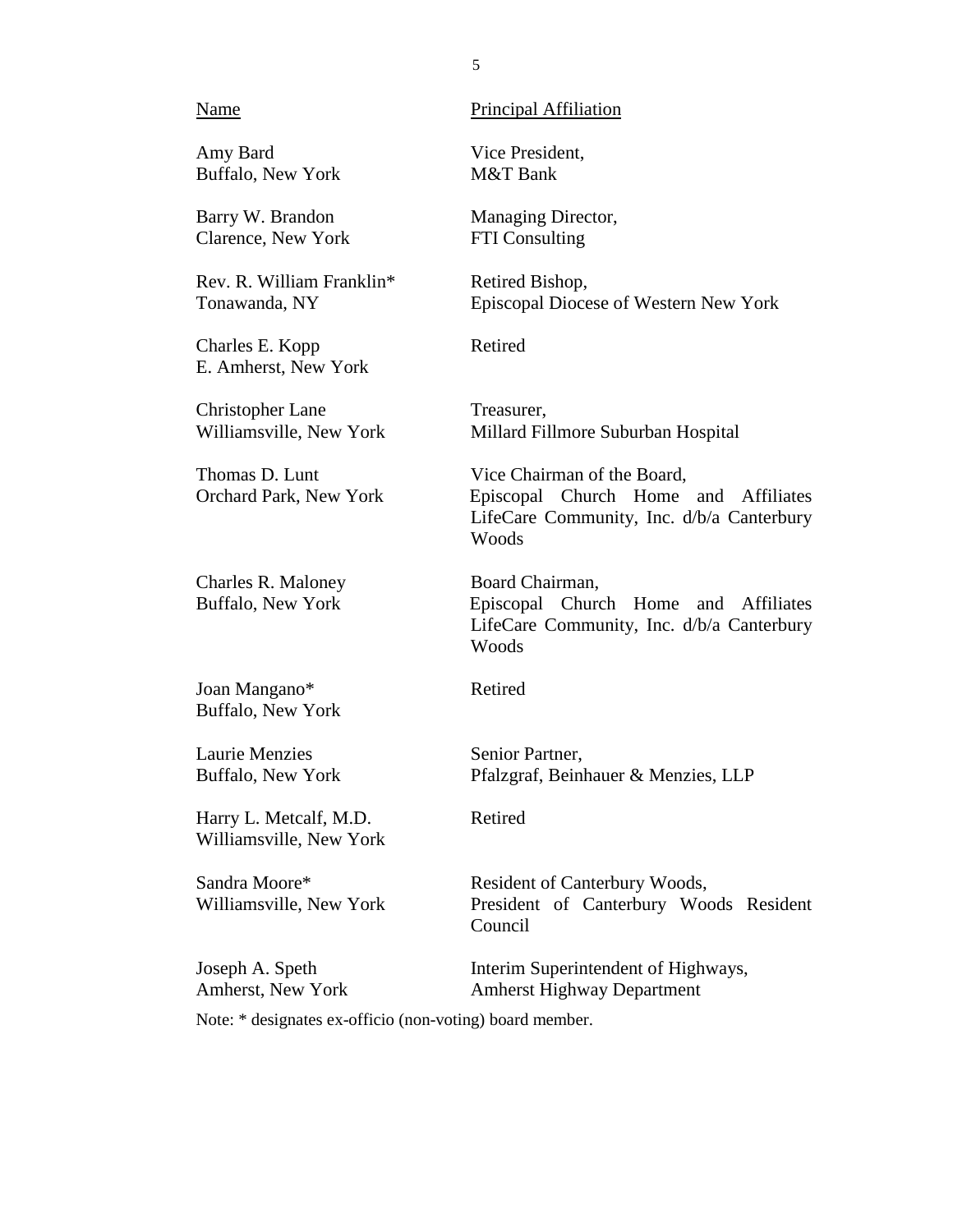| Name | Principal Affiliation |
| --- | --- |
| Amy Bard<br>Buffalo, New York | Vice President,<br>M&T Bank |
| Barry W. Brandon<br>Clarence, New York | Managing Director,<br>FTI Consulting |
| Rev. R. William Franklin*<br>Tonawanda, NY | Retired Bishop,<br>Episcopal Diocese of Western New York |
| Charles E. Kopp<br>E. Amherst, New York | Retired |
| Christopher Lane<br>Williamsville, New York | Treasurer,<br>Millard Fillmore Suburban Hospital |
| Thomas D. Lunt<br>Orchard Park, New York | Vice Chairman of the Board,<br>Episcopal Church Home and Affiliates LifeCare Community, Inc. d/b/a Canterbury Woods |
| Charles R. Maloney<br>Buffalo, New York | Board Chairman,<br>Episcopal Church Home and Affiliates LifeCare Community, Inc. d/b/a Canterbury Woods |
| Joan Mangano*<br>Buffalo, New York | Retired |
| Laurie Menzies<br>Buffalo, New York | Senior Partner,<br>Pfalzgraf, Beinhauer & Menzies, LLP |
| Harry L. Metcalf, M.D.<br>Williamsville, New York | Retired |
| Sandra Moore*<br>Williamsville, New York | Resident of Canterbury Woods,<br>President of Canterbury Woods Resident Council |
| Joseph A. Speth<br>Amherst, New York | Interim Superintendent of Highways,<br>Amherst Highway Department |

Note: * designates ex-officio (non-voting) board member.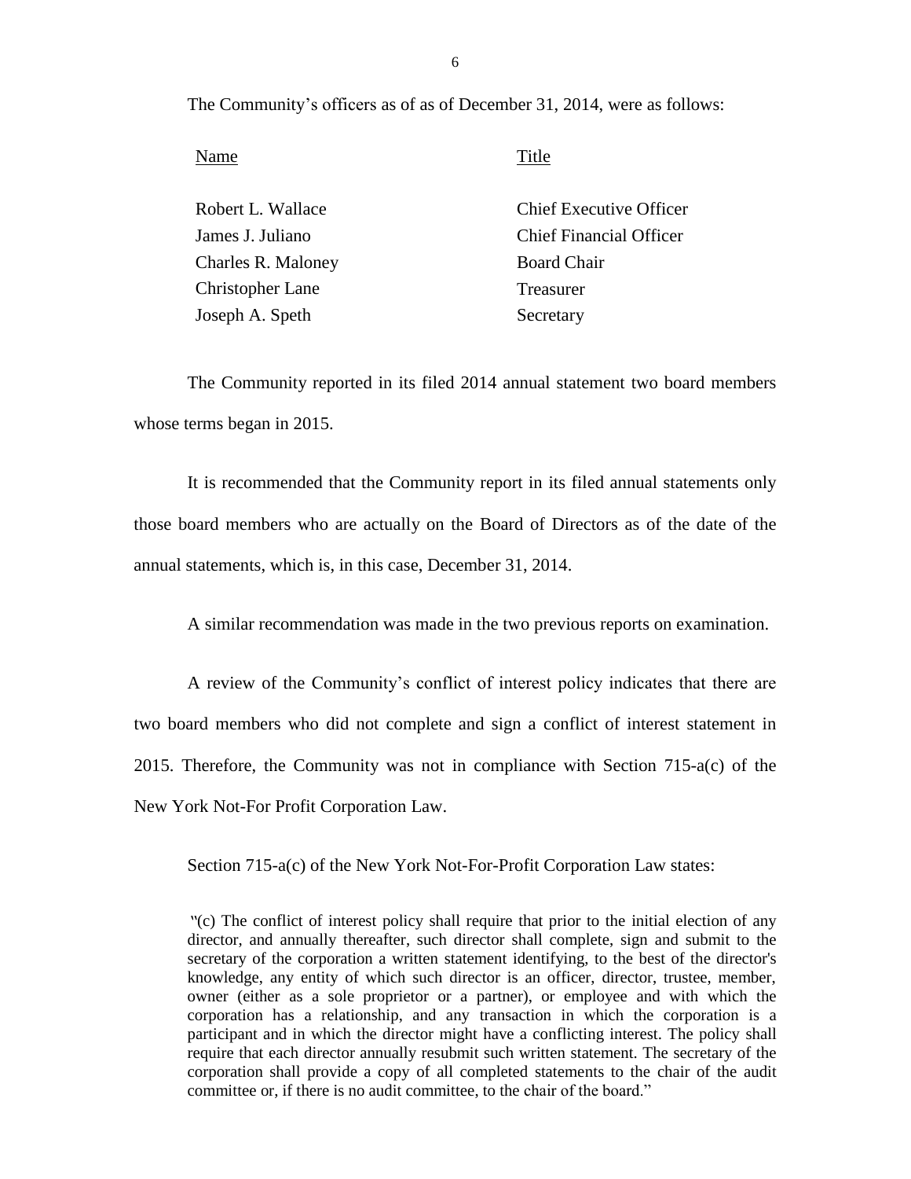The Community's officers as of as of December 31, 2014, were as follows:

| Name | Title |
|---|---|
| Robert L. Wallace | Chief Executive Officer |
| James J. Juliano | Chief Financial Officer |
| Charles R. Maloney | Board Chair |
| Christopher Lane | Treasurer |
| Joseph A. Speth | Secretary |

The Community reported in its filed 2014 annual statement two board members whose terms began in 2015.

It is recommended that the Community report in its filed annual statements only those board members who are actually on the Board of Directors as of the date of the annual statements, which is, in this case, December 31, 2014.

A similar recommendation was made in the two previous reports on examination.

A review of the Community's conflict of interest policy indicates that there are two board members who did not complete and sign a conflict of interest statement in 2015. Therefore, the Community was not in compliance with Section 715-a(c) of the New York Not-For Profit Corporation Law.

Section 715-a(c) of the New York Not-For-Profit Corporation Law states:

> "(c) The conflict of interest policy shall require that prior to the initial election of any director, and annually thereafter, such director shall complete, sign and submit to the secretary of the corporation a written statement identifying, to the best of the director's knowledge, any entity of which such director is an officer, director, trustee, member, owner (either as a sole proprietor or a partner), or employee and with which the corporation has a relationship, and any transaction in which the corporation is a participant and in which the director might have a conflicting interest. The policy shall require that each director annually resubmit such written statement. The secretary of the corporation shall provide a copy of all completed statements to the chair of the audit committee or, if there is no audit committee, to the chair of the board."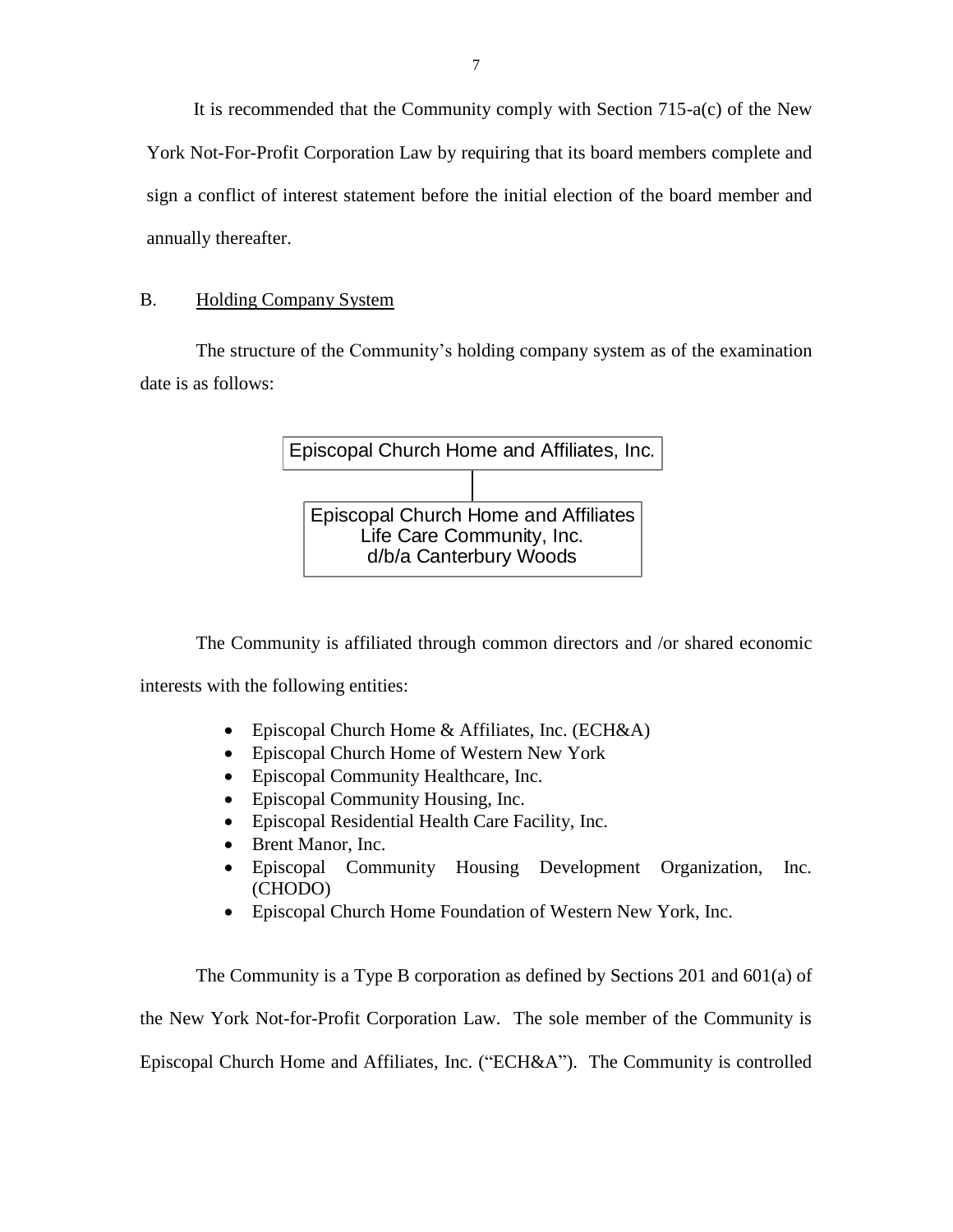It is recommended that the Community comply with Section 715-a(c) of the New York Not-For-Profit Corporation Law by requiring that its board members complete and sign a conflict of interest statement before the initial election of the board member and annually thereafter.

## B. Holding Company System

The structure of the Community's holding company system as of the examination date is as follows:

Episcopal Church Home and Affiliates, Inc.

|

Episcopal Church Home and Affiliates Life Care Community, Inc. d/b/a Canterbury Woods

The Community is affiliated through common directors and /or shared economic interests with the following entities:

- Episcopal Church Home & Affiliates, Inc. (ECH&A)
- Episcopal Church Home of Western New York
- Episcopal Community Healthcare, Inc.
- Episcopal Community Housing, Inc.
- Episcopal Residential Health Care Facility, Inc.
- Brent Manor, Inc.
- Episcopal Community Housing Development Organization, Inc. (CHODO)
- Episcopal Church Home Foundation of Western New York, Inc.

The Community is a Type B corporation as defined by Sections 201 and 601(a) of the New York Not-for-Profit Corporation Law. The sole member of the Community is Episcopal Church Home and Affiliates, Inc. ("ECH&A"). The Community is controlled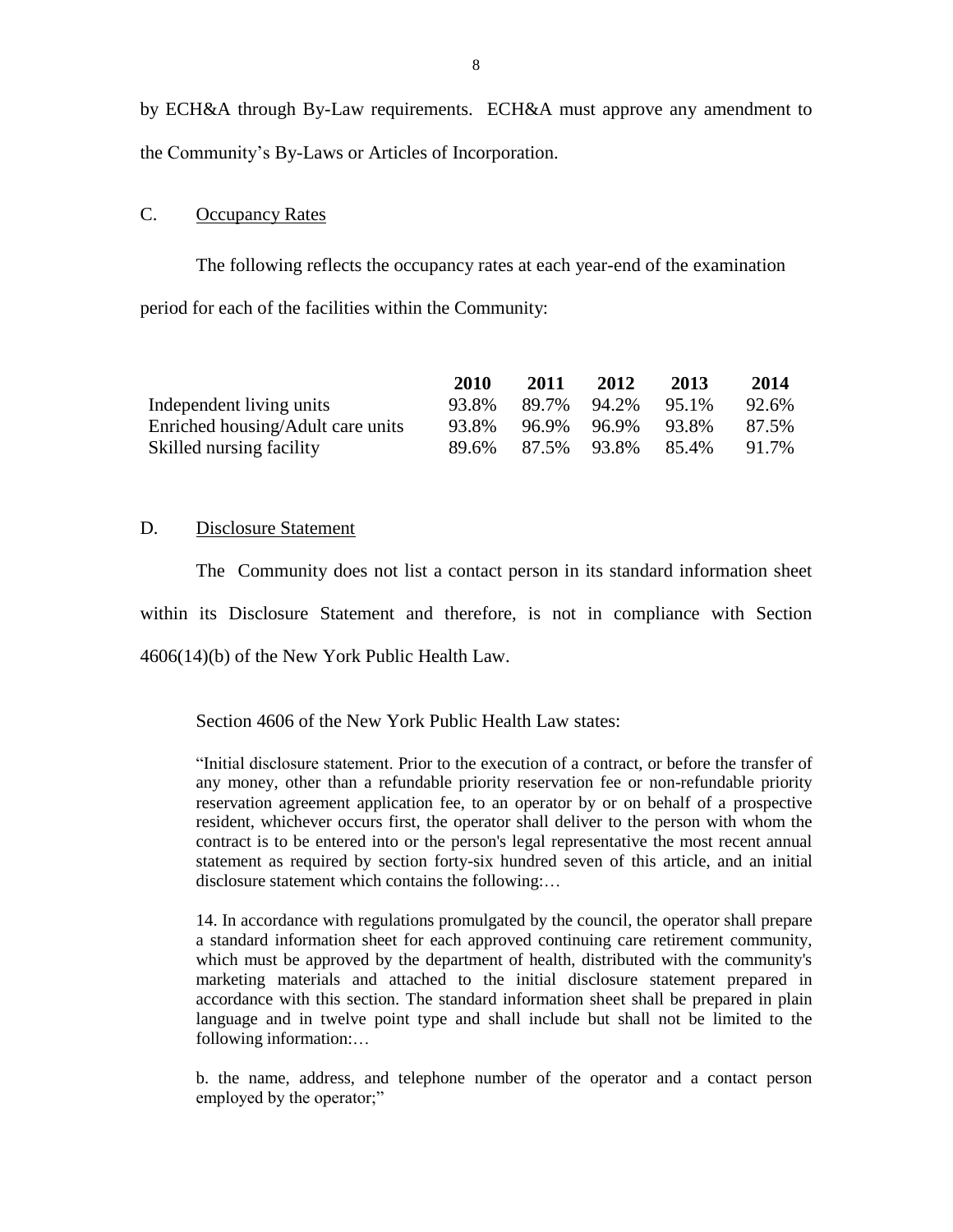by ECH&A through By-Law requirements. ECH&A must approve any amendment to the Community's By-Laws or Articles of Incorporation.

## C. Occupancy Rates

The following reflects the occupancy rates at each year-end of the examination period for each of the facilities within the Community:

| | 2010 | 2011 | 2012 | 2013 | 2014 |
|---|---|---|---|---|---|
| Independent living units | 93.8% | 89.7% | 94.2% | 95.1% | 92.6% |
| Enriched housing/Adult care units | 93.8% | 96.9% | 96.9% | 93.8% | 87.5% |
| Skilled nursing facility | 89.6% | 87.5% | 93.8% | 85.4% | 91.7% |

## D. Disclosure Statement

The Community does not list a contact person in its standard information sheet within its Disclosure Statement and therefore, is not in compliance with Section 4606(14)(b) of the New York Public Health Law.

Section 4606 of the New York Public Health Law states:

> "Initial disclosure statement. Prior to the execution of a contract, or before the transfer of any money, other than a refundable priority reservation fee or non-refundable priority reservation agreement application fee, to an operator by or on behalf of a prospective resident, whichever occurs first, the operator shall deliver to the person with whom the contract is to be entered into or the person's legal representative the most recent annual statement as required by section forty-six hundred seven of this article, and an initial disclosure statement which contains the following:…
>
> 14. In accordance with regulations promulgated by the council, the operator shall prepare a standard information sheet for each approved continuing care retirement community, which must be approved by the department of health, distributed with the community's marketing materials and attached to the initial disclosure statement prepared in accordance with this section. The standard information sheet shall be prepared in plain language and in twelve point type and shall include but shall not be limited to the following information:…
>
> b. the name, address, and telephone number of the operator and a contact person employed by the operator;"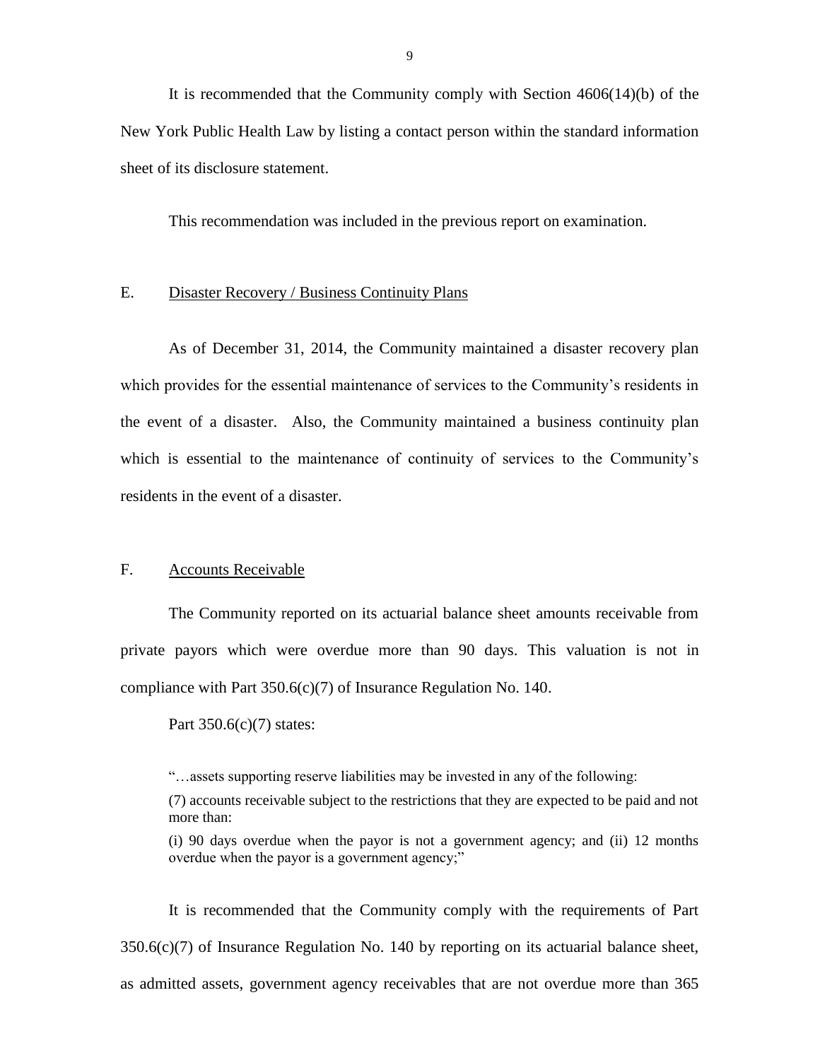It is recommended that the Community comply with Section 4606(14)(b) of the New York Public Health Law by listing a contact person within the standard information sheet of its disclosure statement.

This recommendation was included in the previous report on examination.

## E. Disaster Recovery / Business Continuity Plans

As of December 31, 2014, the Community maintained a disaster recovery plan which provides for the essential maintenance of services to the Community's residents in the event of a disaster. Also, the Community maintained a business continuity plan which is essential to the maintenance of continuity of services to the Community's residents in the event of a disaster.

## F. Accounts Receivable

The Community reported on its actuarial balance sheet amounts receivable from private payors which were overdue more than 90 days. This valuation is not in compliance with Part 350.6(c)(7) of Insurance Regulation No. 140.

Part 350.6(c)(7) states:

> "…assets supporting reserve liabilities may be invested in any of the following:
>
> (7) accounts receivable subject to the restrictions that they are expected to be paid and not more than:
>
> (i) 90 days overdue when the payor is not a government agency; and (ii) 12 months overdue when the payor is a government agency;"

It is recommended that the Community comply with the requirements of Part 350.6(c)(7) of Insurance Regulation No. 140 by reporting on its actuarial balance sheet, as admitted assets, government agency receivables that are not overdue more than 365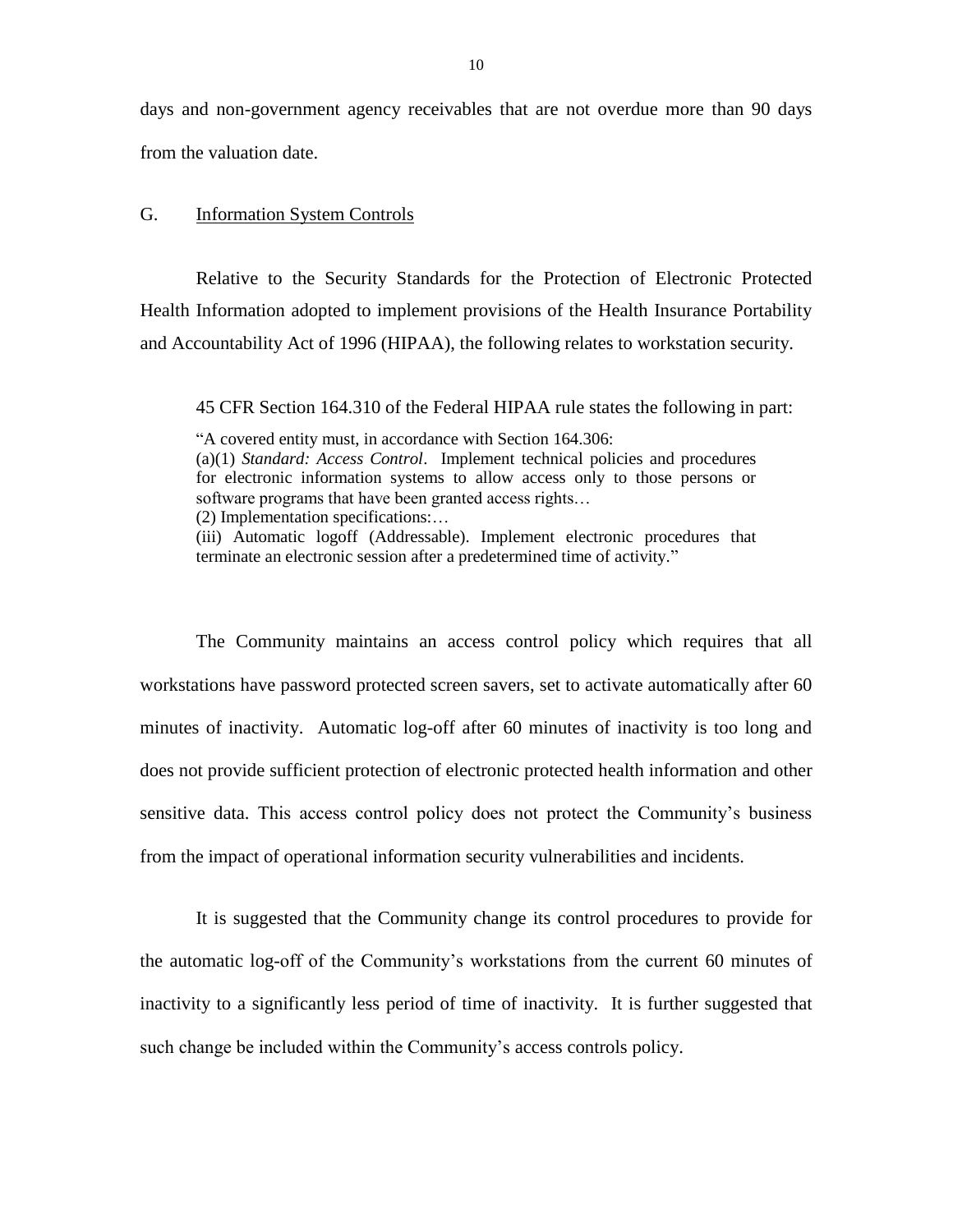days and non-government agency receivables that are not overdue more than 90 days from the valuation date.

## G. Information System Controls

Relative to the Security Standards for the Protection of Electronic Protected Health Information adopted to implement provisions of the Health Insurance Portability and Accountability Act of 1996 (HIPAA), the following relates to workstation security.

45 CFR Section 164.310 of the Federal HIPAA rule states the following in part:

> "A covered entity must, in accordance with Section 164.306:
> (a)(1) *Standard: Access Control*. Implement technical policies and procedures for electronic information systems to allow access only to those persons or software programs that have been granted access rights…
> (2) Implementation specifications:…
> (iii) Automatic logoff (Addressable). Implement electronic procedures that terminate an electronic session after a predetermined time of activity."

The Community maintains an access control policy which requires that all workstations have password protected screen savers, set to activate automatically after 60 minutes of inactivity. Automatic log-off after 60 minutes of inactivity is too long and does not provide sufficient protection of electronic protected health information and other sensitive data. This access control policy does not protect the Community's business from the impact of operational information security vulnerabilities and incidents.

It is suggested that the Community change its control procedures to provide for the automatic log-off of the Community's workstations from the current 60 minutes of inactivity to a significantly less period of time of inactivity. It is further suggested that such change be included within the Community's access controls policy.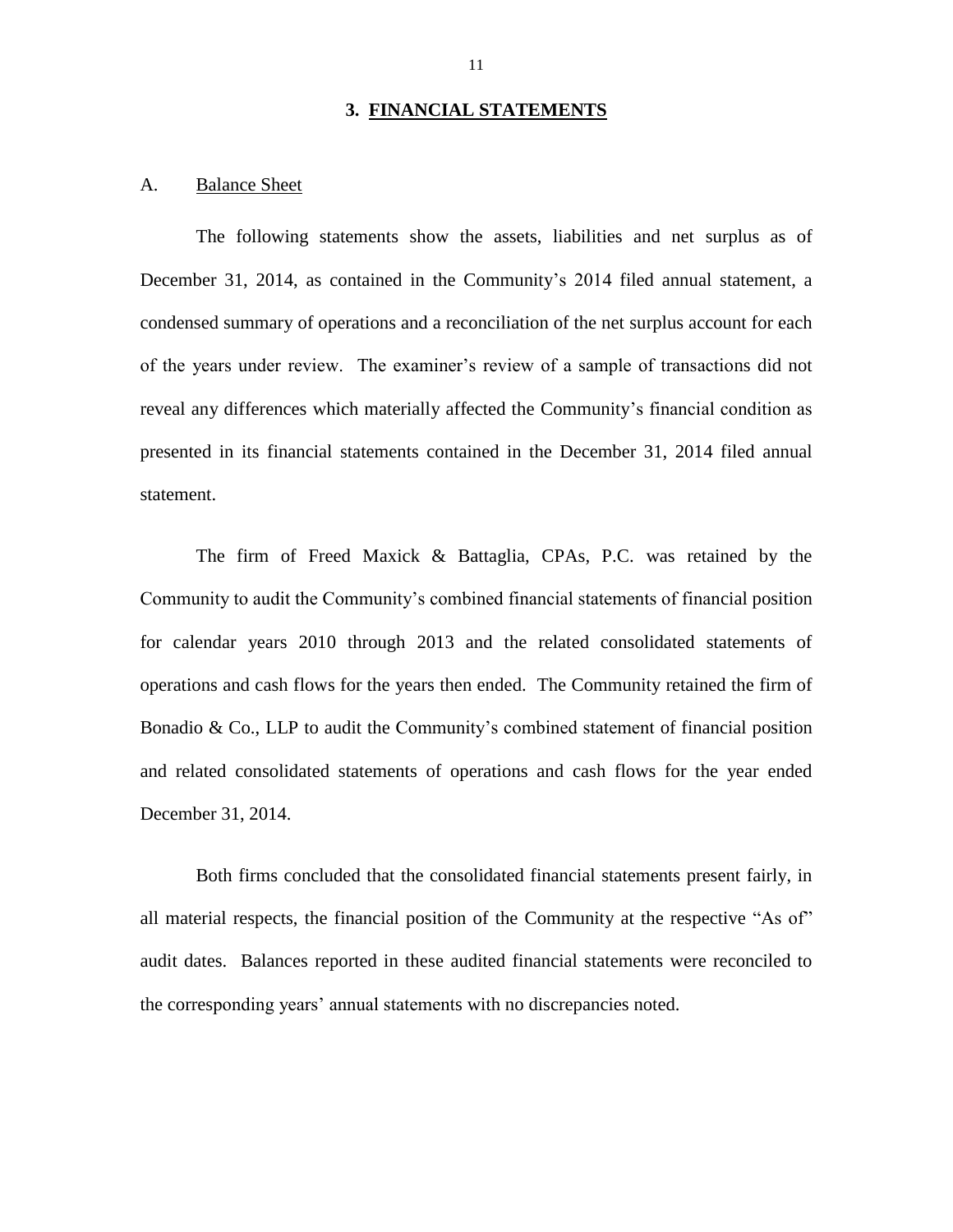## 3. FINANCIAL STATEMENTS

A. Balance Sheet

The following statements show the assets, liabilities and net surplus as of December 31, 2014, as contained in the Community's 2014 filed annual statement, a condensed summary of operations and a reconciliation of the net surplus account for each of the years under review. The examiner's review of a sample of transactions did not reveal any differences which materially affected the Community's financial condition as presented in its financial statements contained in the December 31, 2014 filed annual statement.

The firm of Freed Maxick & Battaglia, CPAs, P.C. was retained by the Community to audit the Community's combined financial statements of financial position for calendar years 2010 through 2013 and the related consolidated statements of operations and cash flows for the years then ended. The Community retained the firm of Bonadio & Co., LLP to audit the Community's combined statement of financial position and related consolidated statements of operations and cash flows for the year ended December 31, 2014.

Both firms concluded that the consolidated financial statements present fairly, in all material respects, the financial position of the Community at the respective "As of" audit dates. Balances reported in these audited financial statements were reconciled to the corresponding years' annual statements with no discrepancies noted.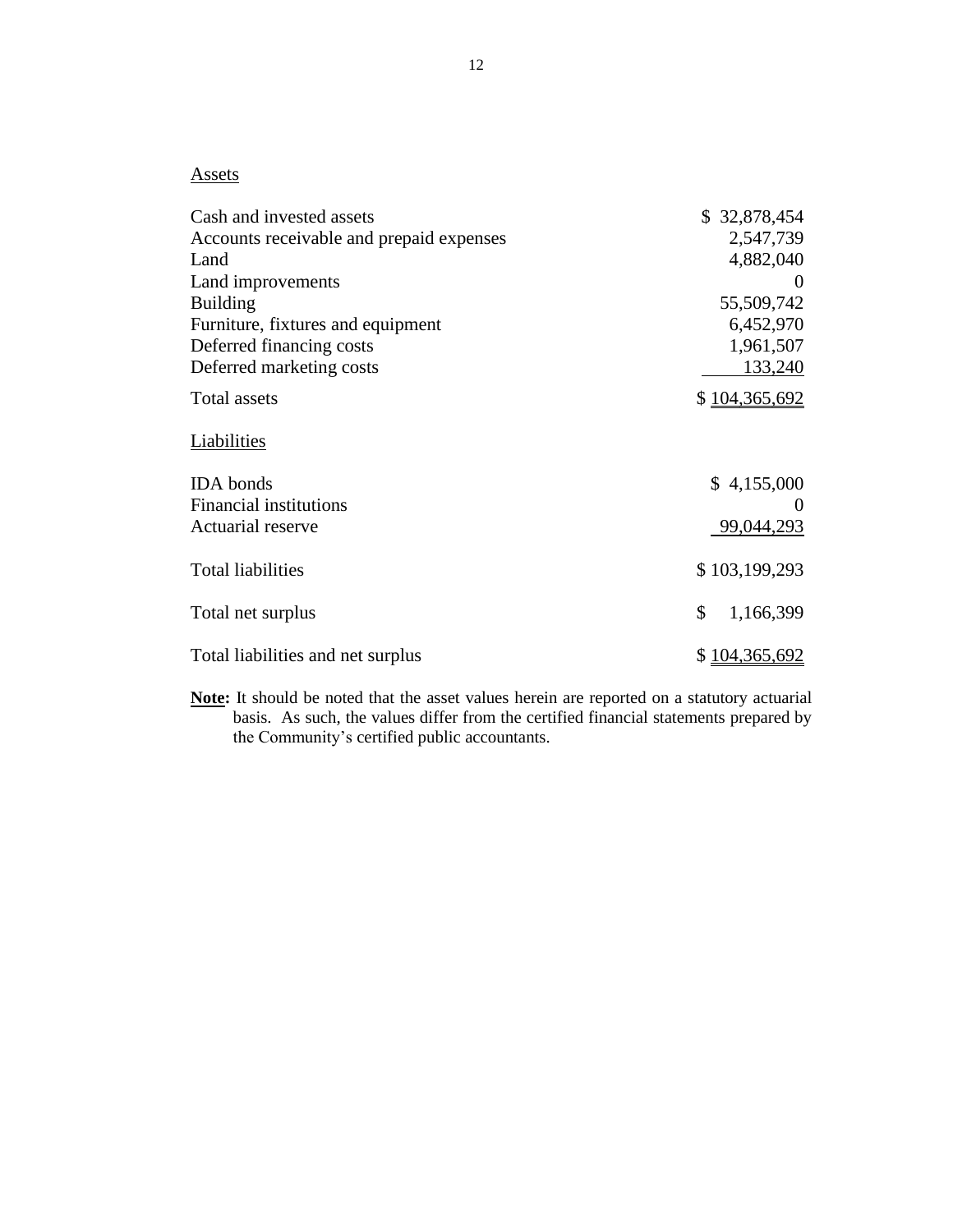<u>Assets</u>

| | |
|---|---|
| Cash and invested assets | $ 32,878,454 |
| Accounts receivable and prepaid expenses | 2,547,739 |
| Land | 4,882,040 |
| Land improvements | 0 |
| Building | 55,509,742 |
| Furniture, fixtures and equipment | 6,452,970 |
| Deferred financing costs | 1,961,507 |
| Deferred marketing costs | 133,240 |
| Total assets | $ 104,365,692 |

<u>Liabilities</u>

| | |
|---|---|
| IDA bonds | $ 4,155,000 |
| Financial institutions | 0 |
| Actuarial reserve | 99,044,293 |
| Total liabilities | $ 103,199,293 |
| Total net surplus | $ 1,166,399 |
| Total liabilities and net surplus | $ 104,365,692 |

**<u>Note:</u>** It should be noted that the asset values herein are reported on a statutory actuarial basis. As such, the values differ from the certified financial statements prepared by the Community's certified public accountants.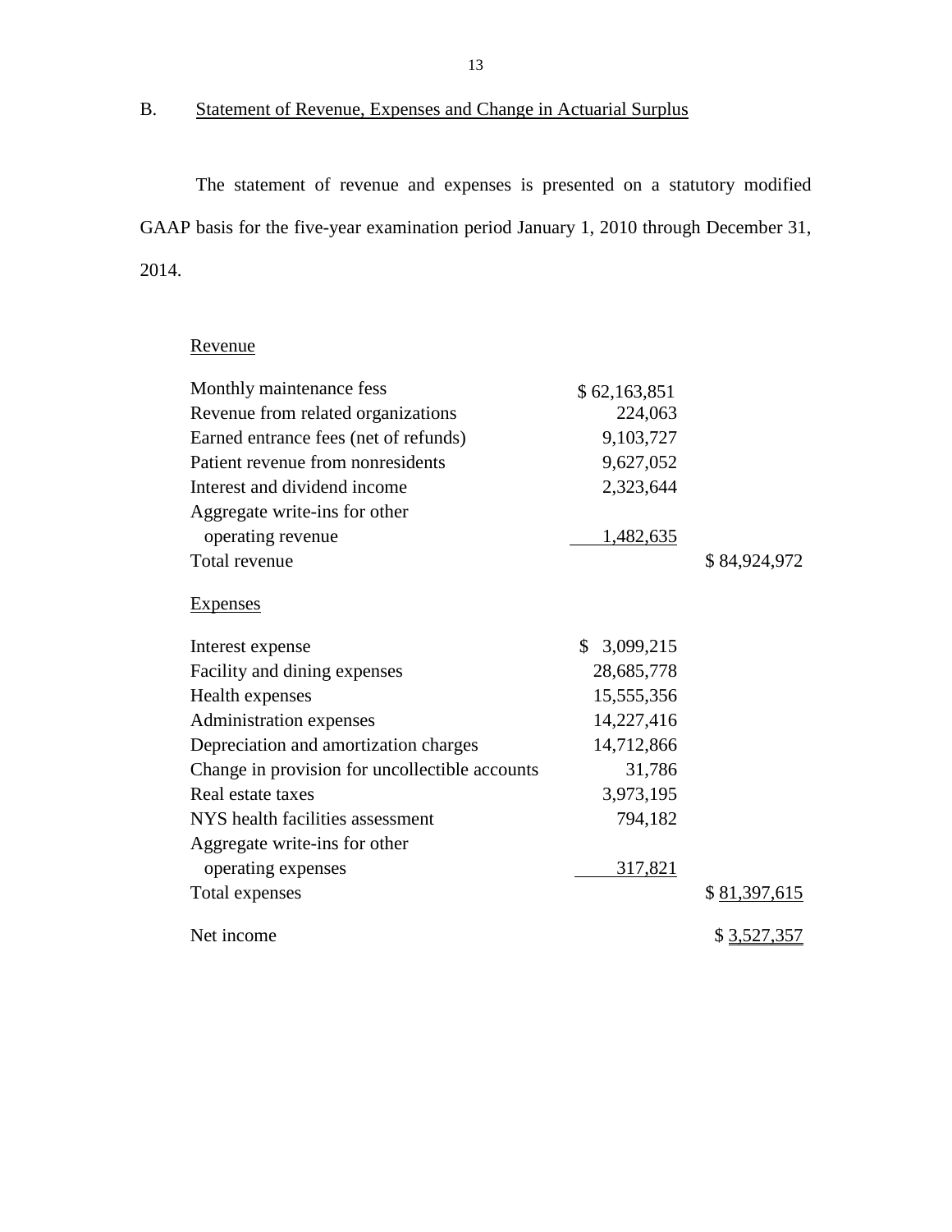## B. Statement of Revenue, Expenses and Change in Actuarial Surplus

The statement of revenue and expenses is presented on a statutory modified GAAP basis for the five-year examination period January 1, 2010 through December 31, 2014.

| | | |
|---|---|---|
| Revenue | | |
| Monthly maintenance fess | $ 62,163,851 | |
| Revenue from related organizations | 224,063 | |
| Earned entrance fees (net of refunds) | 9,103,727 | |
| Patient revenue from nonresidents | 9,627,052 | |
| Interest and dividend income | 2,323,644 | |
| Aggregate write-ins for other operating revenue | 1,482,635 | |
| Total revenue | | $ 84,924,972 |
| Expenses | | |
| Interest expense | $ 3,099,215 | |
| Facility and dining expenses | 28,685,778 | |
| Health expenses | 15,555,356 | |
| Administration expenses | 14,227,416 | |
| Depreciation and amortization charges | 14,712,866 | |
| Change in provision for uncollectible accounts | 31,786 | |
| Real estate taxes | 3,973,195 | |
| NYS health facilities assessment | 794,182 | |
| Aggregate write-ins for other operating expenses | 317,821 | |
| Total expenses | | $ 81,397,615 |
| Net income | | $ 3,527,357 |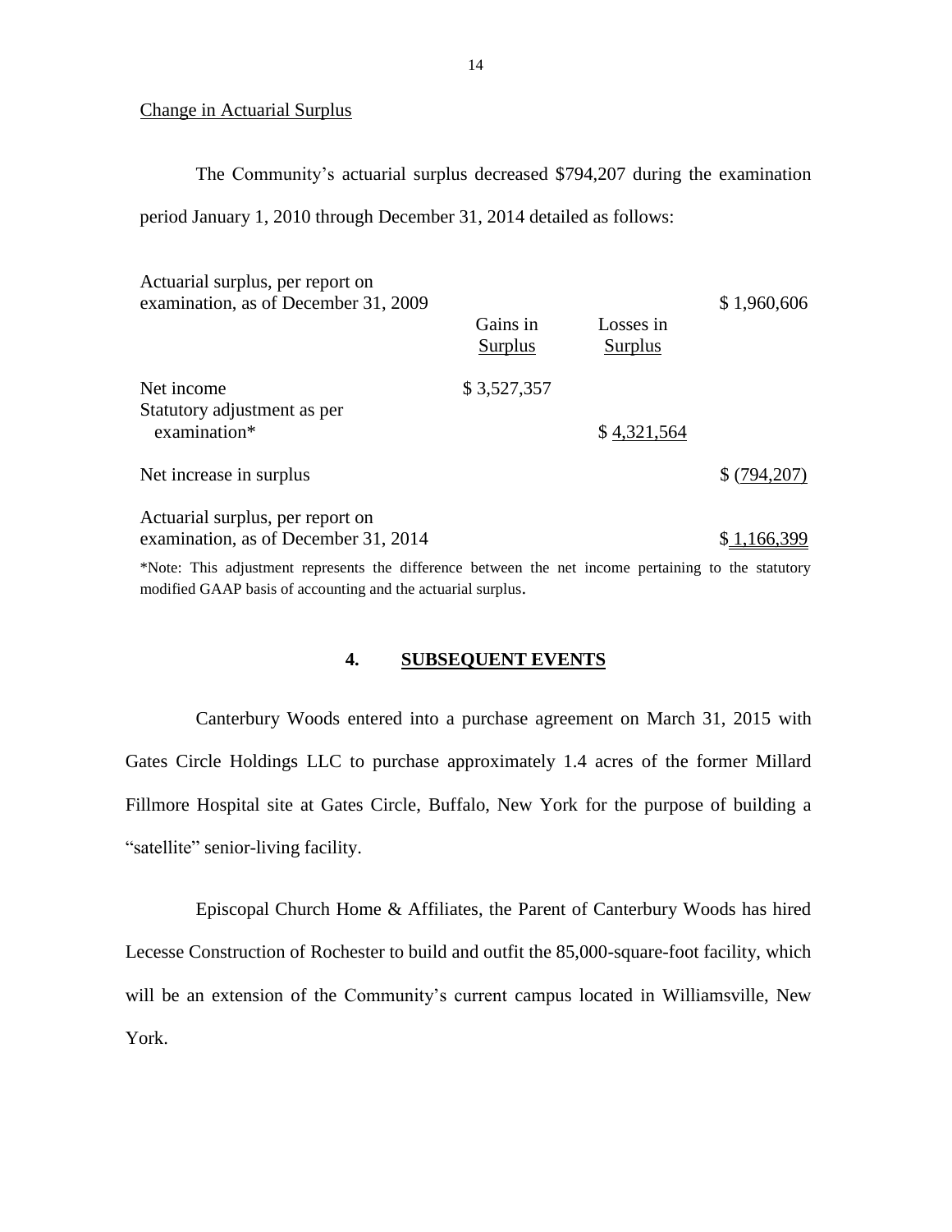Change in Actuarial Surplus

The Community's actuarial surplus decreased $794,207 during the examination period January 1, 2010 through December 31, 2014 detailed as follows:

| | Gains in Surplus | Losses in Surplus | |
|---|---|---|---|
| Actuarial surplus, per report on examination, as of December 31, 2009 | | | $ 1,960,606 |
| Net income | $ 3,527,357 | | |
| Statutory adjustment as per examination* | | $ 4,321,564 | |
| Net increase in surplus | | | $ (794,207) |
| Actuarial surplus, per report on examination, as of December 31, 2014 | | | $ 1,166,399 |

*Note: This adjustment represents the difference between the net income pertaining to the statutory modified GAAP basis of accounting and the actuarial surplus.

## 4. SUBSEQUENT EVENTS

Canterbury Woods entered into a purchase agreement on March 31, 2015 with Gates Circle Holdings LLC to purchase approximately 1.4 acres of the former Millard Fillmore Hospital site at Gates Circle, Buffalo, New York for the purpose of building a "satellite" senior-living facility.

Episcopal Church Home & Affiliates, the Parent of Canterbury Woods has hired Lecesse Construction of Rochester to build and outfit the 85,000-square-foot facility, which will be an extension of the Community's current campus located in Williamsville, New York.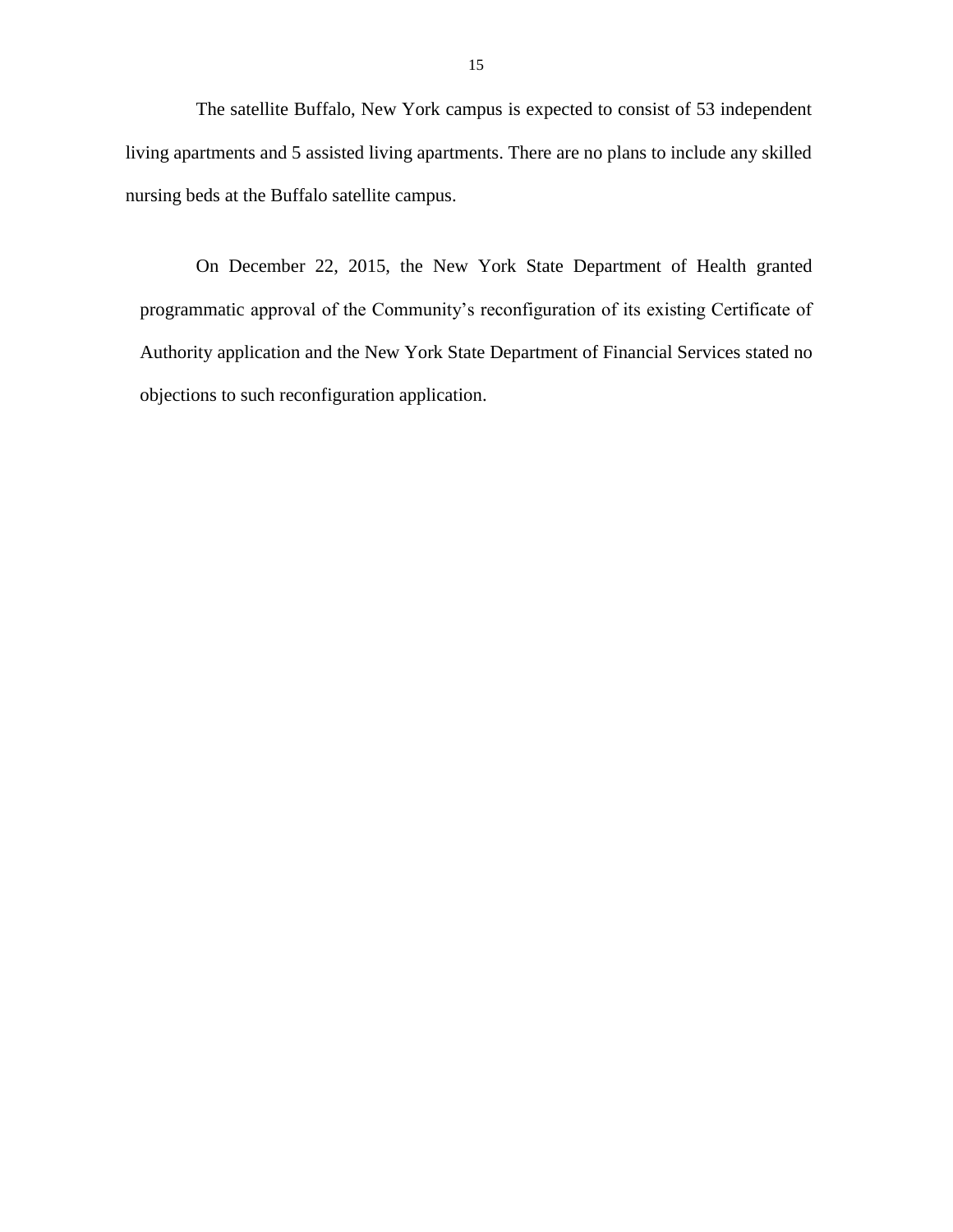The satellite Buffalo, New York campus is expected to consist of 53 independent living apartments and 5 assisted living apartments. There are no plans to include any skilled nursing beds at the Buffalo satellite campus.

On December 22, 2015, the New York State Department of Health granted programmatic approval of the Community's reconfiguration of its existing Certificate of Authority application and the New York State Department of Financial Services stated no objections to such reconfiguration application.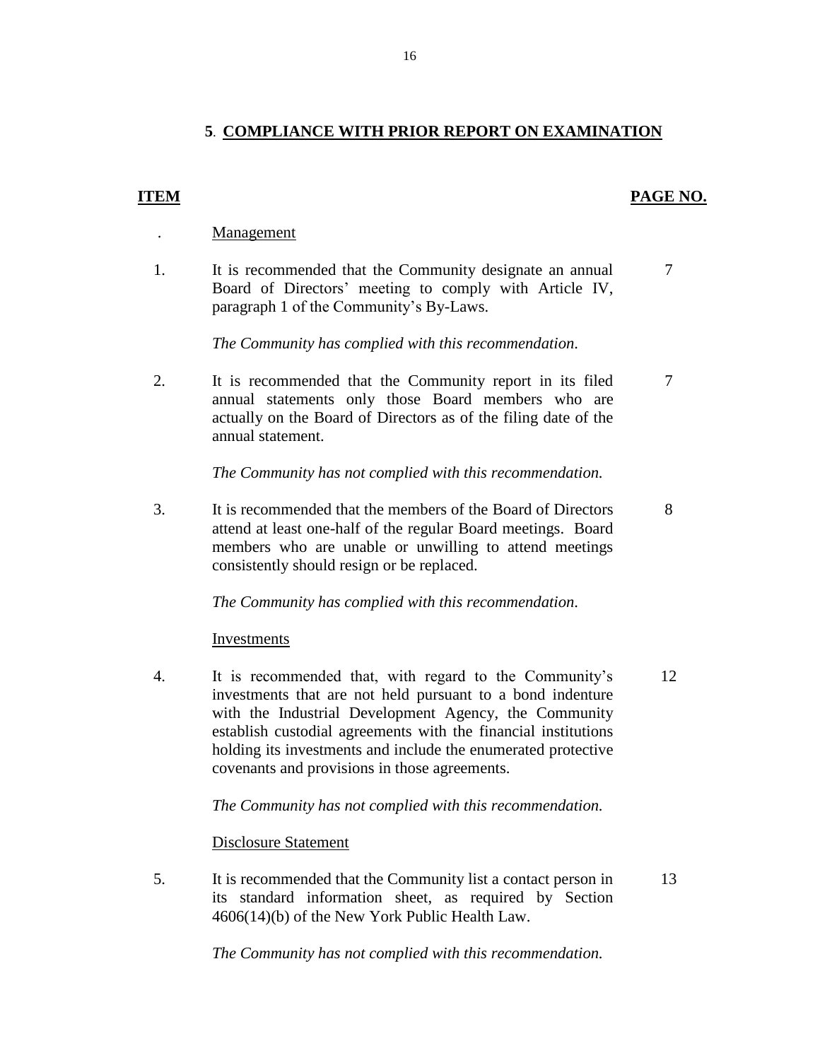## 5. COMPLIANCE WITH PRIOR REPORT ON EXAMINATION

| ITEM | | PAGE NO. |
|---|---|---|
| . | Management | |
| 1. | It is recommended that the Community designate an annual Board of Directors' meeting to comply with Article IV, paragraph 1 of the Community's By-Laws.<br><br>*The Community has complied with this recommendation.* | 7 |
| 2. | It is recommended that the Community report in its filed annual statements only those Board members who are actually on the Board of Directors as of the filing date of the annual statement.<br><br>*The Community has not complied with this recommendation.* | 7 |
| 3. | It is recommended that the members of the Board of Directors attend at least one-half of the regular Board meetings. Board members who are unable or unwilling to attend meetings consistently should resign or be replaced.<br><br>*The Community has complied with this recommendation.* | 8 |
| | Investments | |
| 4. | It is recommended that, with regard to the Community's investments that are not held pursuant to a bond indenture with the Industrial Development Agency, the Community establish custodial agreements with the financial institutions holding its investments and include the enumerated protective covenants and provisions in those agreements.<br><br>*The Community has not complied with this recommendation.* | 12 |
| | Disclosure Statement | |
| 5. | It is recommended that the Community list a contact person in its standard information sheet, as required by Section 4606(14)(b) of the New York Public Health Law.<br><br>*The Community has not complied with this recommendation.* | 13 |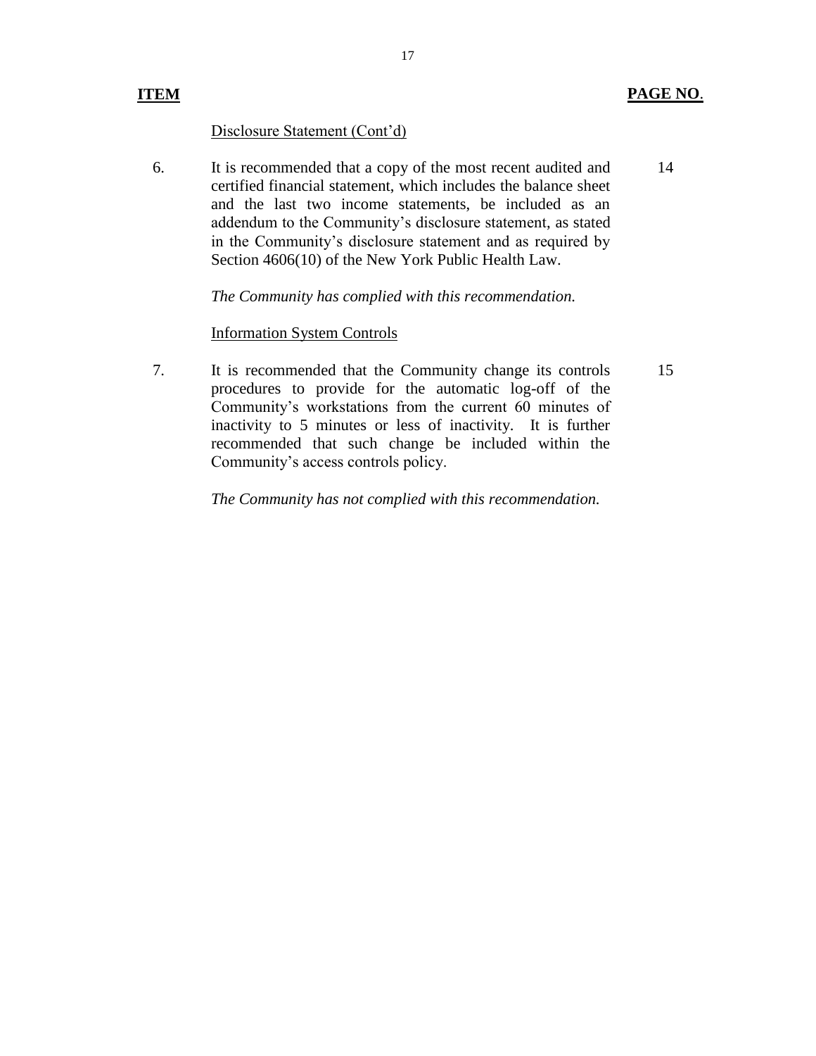| ITEM | | PAGE NO. |
|---|---|---|
| | Disclosure Statement (Cont'd) | |
| 6. | It is recommended that a copy of the most recent audited and certified financial statement, which includes the balance sheet and the last two income statements, be included as an addendum to the Community's disclosure statement, as stated in the Community's disclosure statement and as required by Section 4606(10) of the New York Public Health Law.<br><br>*The Community has complied with this recommendation.* | 14 |
| | Information System Controls | |
| 7. | It is recommended that the Community change its controls procedures to provide for the automatic log-off of the Community's workstations from the current 60 minutes of inactivity to 5 minutes or less of inactivity. It is further recommended that such change be included within the Community's access controls policy.<br><br>*The Community has not complied with this recommendation.* | 15 |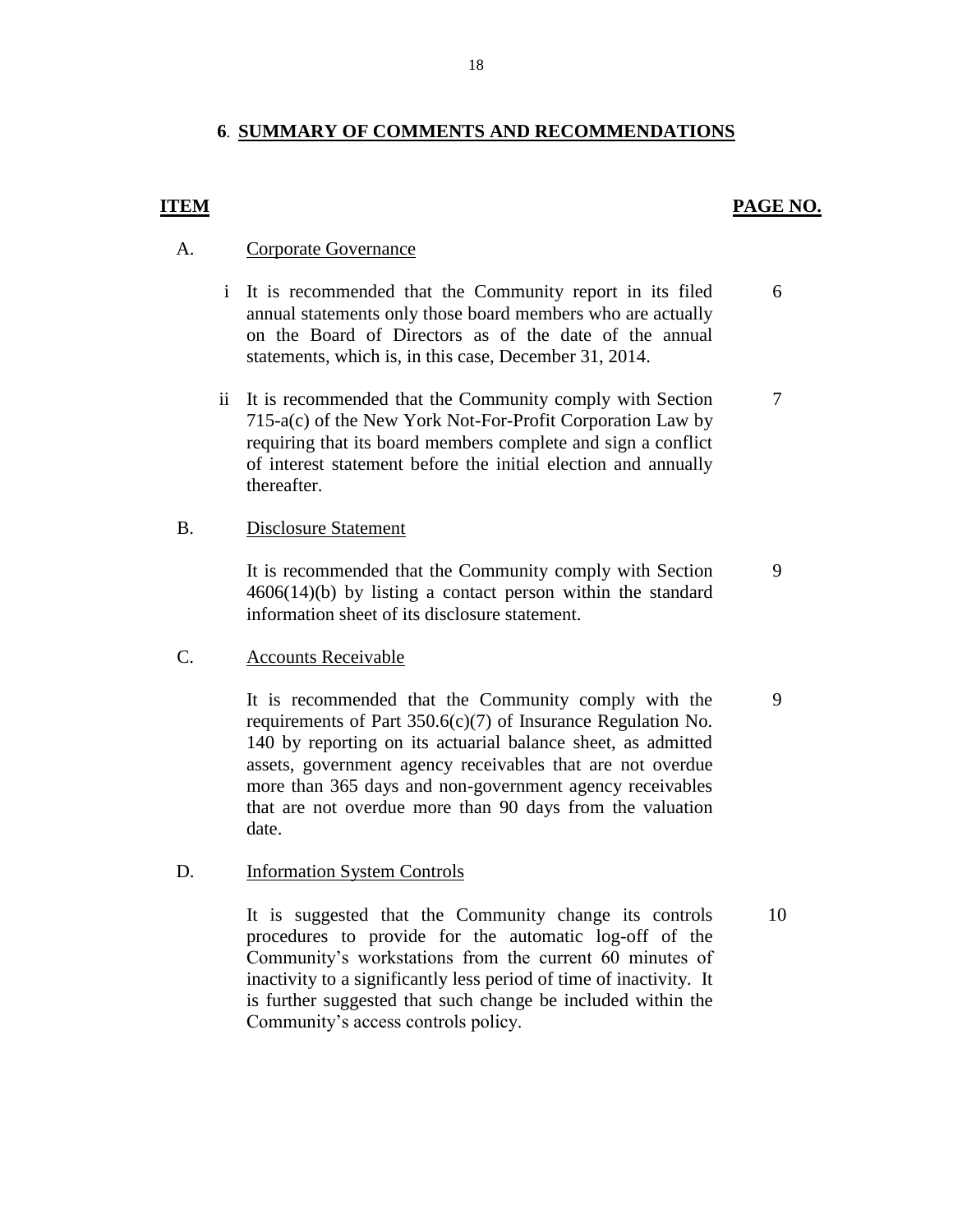## 6. SUMMARY OF COMMENTS AND RECOMMENDATIONS

| ITEM | | PAGE NO. |
|---|---|---|
| A. | Corporate Governance | |
| i | It is recommended that the Community report in its filed annual statements only those board members who are actually on the Board of Directors as of the date of the annual statements, which is, in this case, December 31, 2014. | 6 |
| ii | It is recommended that the Community comply with Section 715-a(c) of the New York Not-For-Profit Corporation Law by requiring that its board members complete and sign a conflict of interest statement before the initial election and annually thereafter. | 7 |
| B. | Disclosure Statement | |
| | It is recommended that the Community comply with Section 4606(14)(b) by listing a contact person within the standard information sheet of its disclosure statement. | 9 |
| C. | Accounts Receivable | |
| | It is recommended that the Community comply with the requirements of Part 350.6(c)(7) of Insurance Regulation No. 140 by reporting on its actuarial balance sheet, as admitted assets, government agency receivables that are not overdue more than 365 days and non-government agency receivables that are not overdue more than 90 days from the valuation date. | 9 |
| D. | Information System Controls | |
| | It is suggested that the Community change its controls procedures to provide for the automatic log-off of the Community's workstations from the current 60 minutes of inactivity to a significantly less period of time of inactivity. It is further suggested that such change be included within the Community's access controls policy. | 10 |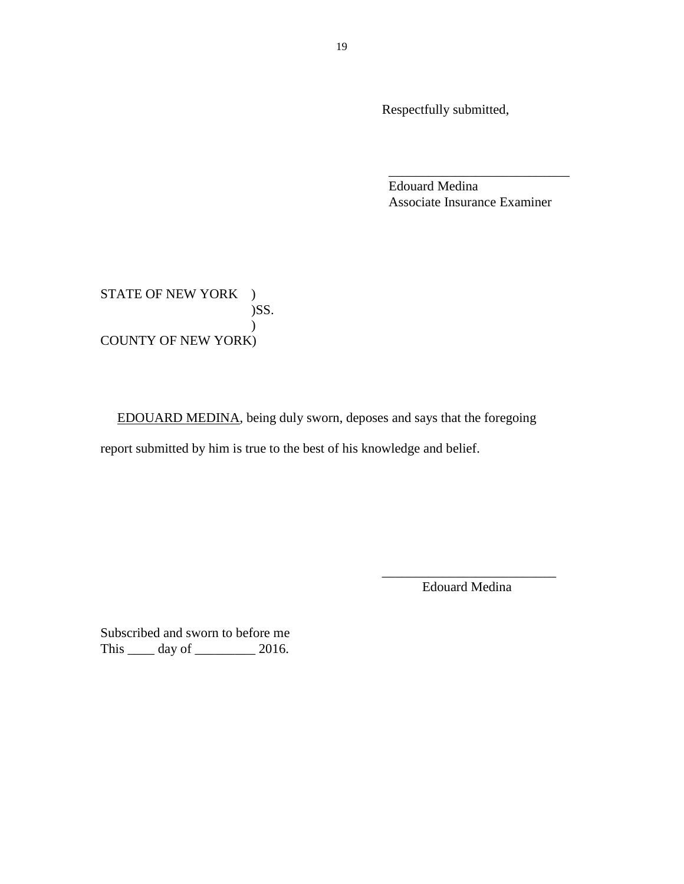Respectfully submitted,

\_\_\_\_\_\_\_\_\_\_\_\_\_\_\_\_\_\_\_\_\_\_\_\_\_\_\_\_

Edouard Medina
Associate Insurance Examiner

STATE OF NEW YORK )
)SS.
)
COUNTY OF NEW YORK)

<u>EDOUARD MEDINA</u>, being duly sworn, deposes and says that the foregoing report submitted by him is true to the best of his knowledge and belief.

\_\_\_\_\_\_\_\_\_\_\_\_\_\_\_\_\_\_\_\_\_\_\_\_\_\_

Edouard Medina

Subscribed and sworn to before me
This \_\_\_\_ day of \_\_\_\_\_\_\_\_\_ 2016.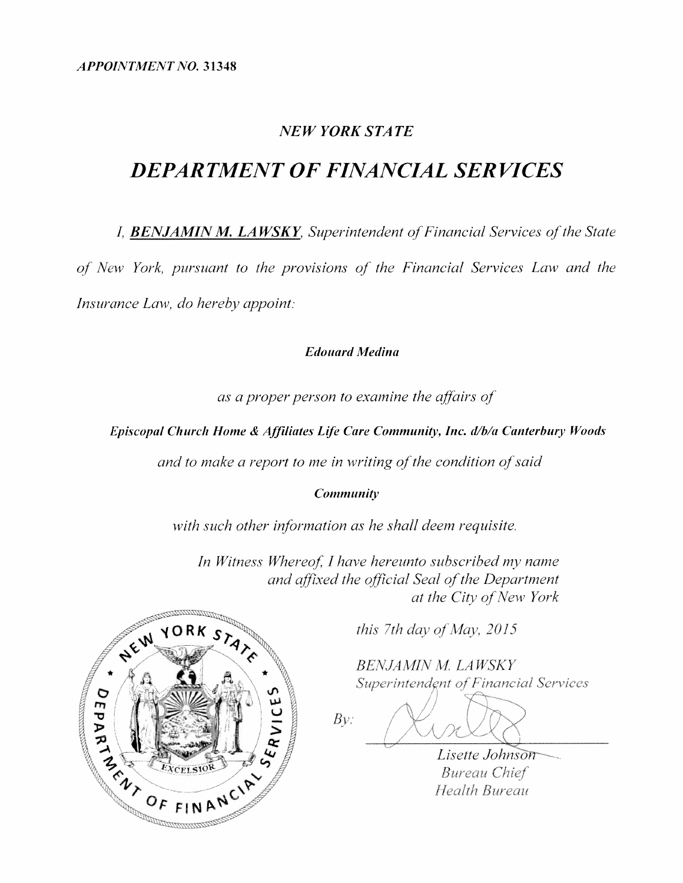*APPOINTMENT NO.* 31348

## *NEW YORK STATE*

# *DEPARTMENT OF FINANCIAL SERVICES*

*I, **BENJAMIN M. LAWSKY**, Superintendent of Financial Services of the State of New York, pursuant to the provisions of the Financial Services Law and the Insurance Law, do hereby appoint:*

***Edouard Medina***

*as a proper person to examine the affairs of*

***Episcopal Church Home & Affiliates Life Care Community, Inc. d/b/a Canterbury Woods***

*and to make a report to me in writing of the condition of said*

***Community***

*with such other information as he shall deem requisite.*

*In Witness Whereof, I have hereunto subscribed my name and affixed the official Seal of the Department at the City of New York*

*this 7th day of May, 2015*

*BENJAMIN M. LAWSKY*
*Superintendent of Financial Services*

*By:*

*Lisette Johnson*
*Bureau Chief*
*Health Bureau*

NEW YORK STATE DEPARTMENT OF FINANCIAL SERVICES
EXCELSIOR